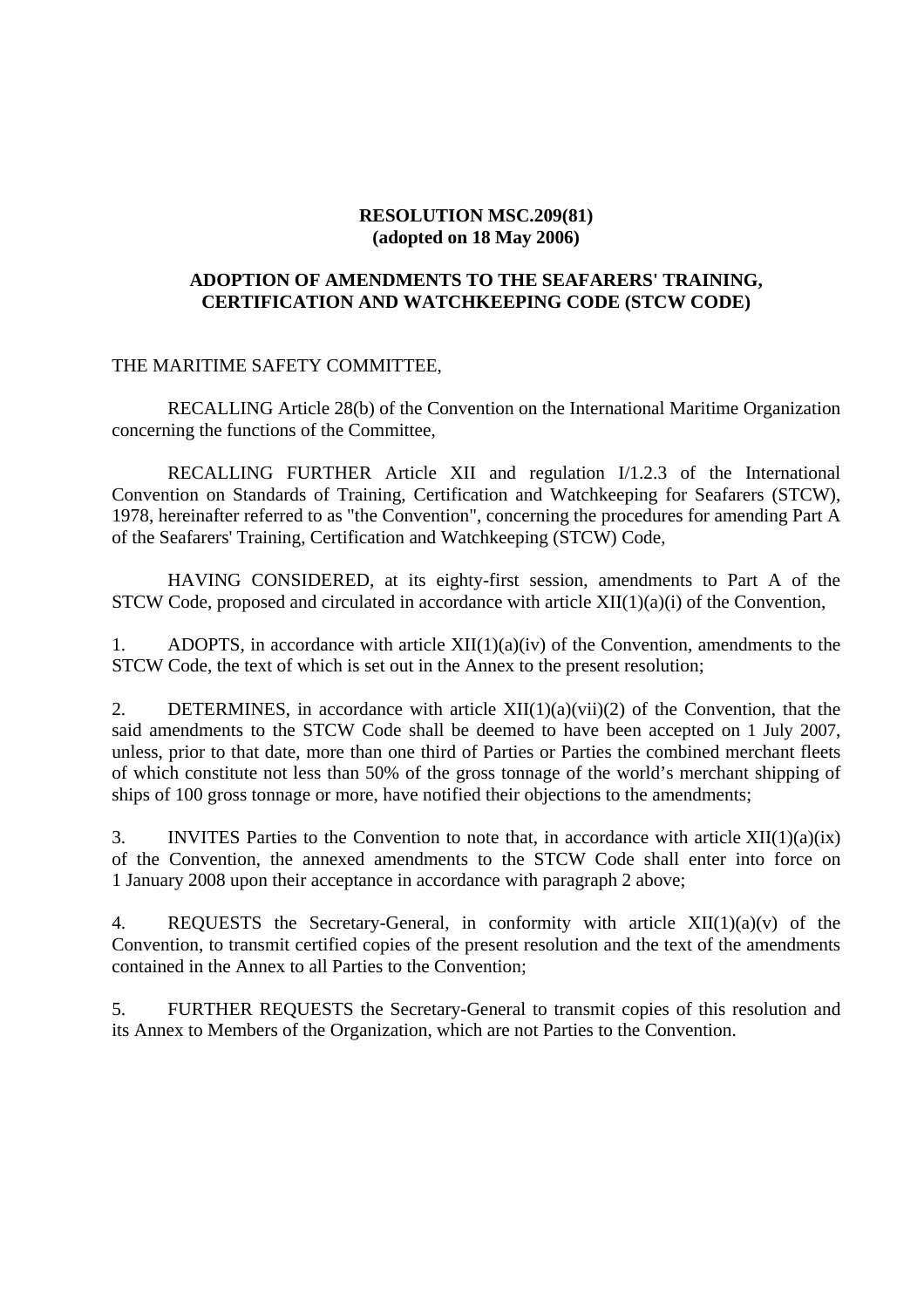**RESOLUTION MSC.209(81)**
**(adopted on 18 May 2006)**

**ADOPTION OF AMENDMENTS TO THE SEAFARERS' TRAINING, CERTIFICATION AND WATCHKEEPING CODE (STCW CODE)**

THE MARITIME SAFETY COMMITTEE,

RECALLING Article 28(b) of the Convention on the International Maritime Organization concerning the functions of the Committee,

RECALLING FURTHER Article XII and regulation I/1.2.3 of the International Convention on Standards of Training, Certification and Watchkeeping for Seafarers (STCW), 1978, hereinafter referred to as "the Convention", concerning the procedures for amending Part A of the Seafarers' Training, Certification and Watchkeeping (STCW) Code,

HAVING CONSIDERED, at its eighty-first session, amendments to Part A of the STCW Code, proposed and circulated in accordance with article XII(1)(a)(i) of the Convention,

1. ADOPTS, in accordance with article XII(1)(a)(iv) of the Convention, amendments to the STCW Code, the text of which is set out in the Annex to the present resolution;

2. DETERMINES, in accordance with article XII(1)(a)(vii)(2) of the Convention, that the said amendments to the STCW Code shall be deemed to have been accepted on 1 July 2007, unless, prior to that date, more than one third of Parties or Parties the combined merchant fleets of which constitute not less than 50% of the gross tonnage of the world's merchant shipping of ships of 100 gross tonnage or more, have notified their objections to the amendments;

3. INVITES Parties to the Convention to note that, in accordance with article XII(1)(a)(ix) of the Convention, the annexed amendments to the STCW Code shall enter into force on 1 January 2008 upon their acceptance in accordance with paragraph 2 above;

4. REQUESTS the Secretary-General, in conformity with article XII(1)(a)(v) of the Convention, to transmit certified copies of the present resolution and the text of the amendments contained in the Annex to all Parties to the Convention;

5. FURTHER REQUESTS the Secretary-General to transmit copies of this resolution and its Annex to Members of the Organization, which are not Parties to the Convention.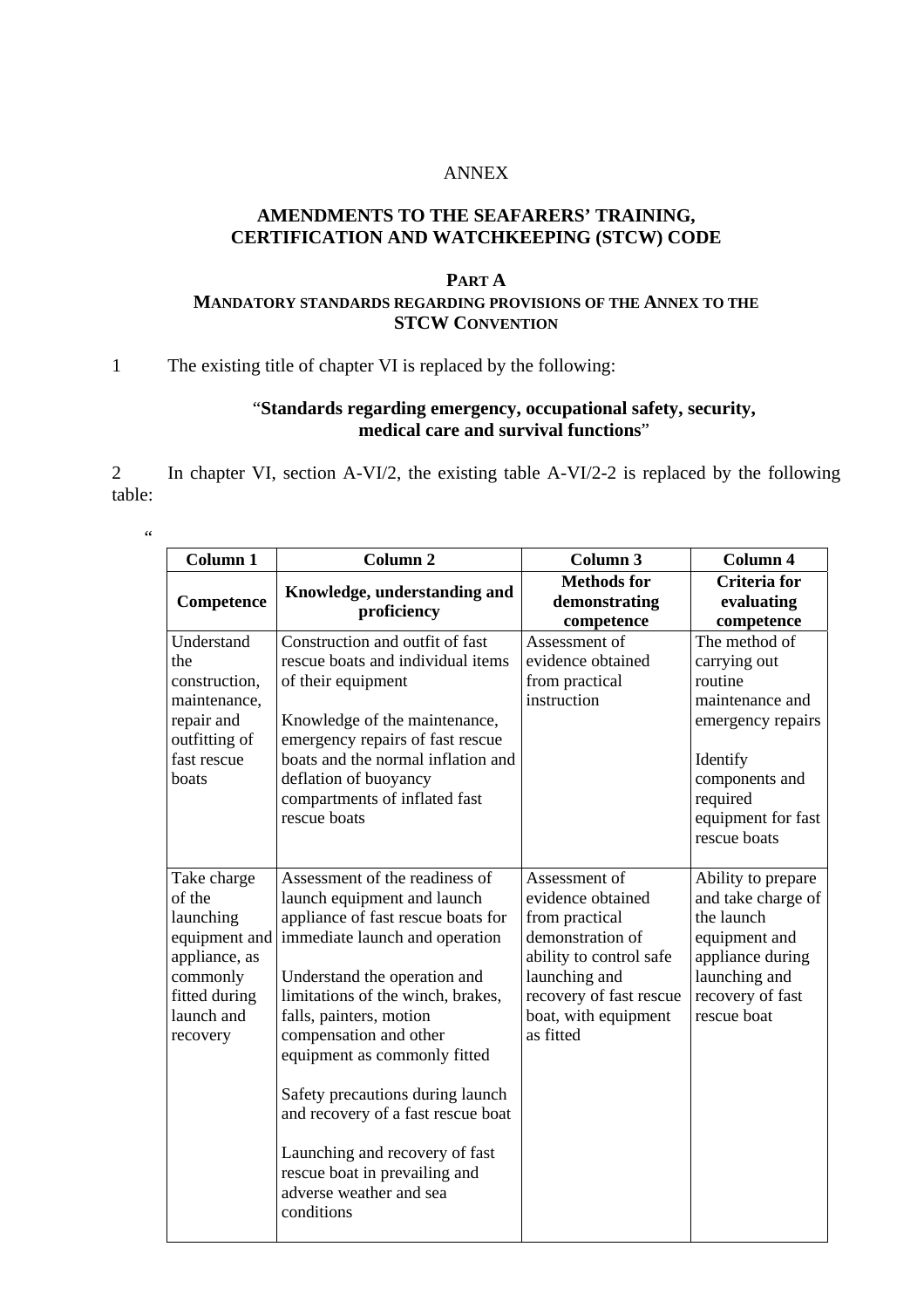ANNEX

## AMENDMENTS TO THE SEAFARERS' TRAINING, CERTIFICATION AND WATCHKEEPING (STCW) CODE

### PART A
### MANDATORY STANDARDS REGARDING PROVISIONS OF THE ANNEX TO THE STCW CONVENTION

1 The existing title of chapter VI is replaced by the following:

"**Standards regarding emergency, occupational safety, security, medical care and survival functions**"

2 In chapter VI, section A-VI/2, the existing table A-VI/2-2 is replaced by the following table:

"

| Column 1 | Column 2 | Column 3 | Column 4 |
|---|---|---|---|
| **Competence** | **Knowledge, understanding and proficiency** | **Methods for demonstrating competence** | **Criteria for evaluating competence** |
| Understand the construction, maintenance, repair and outfitting of fast rescue boats | Construction and outfit of fast rescue boats and individual items of their equipment<br><br>Knowledge of the maintenance, emergency repairs of fast rescue boats and the normal inflation and deflation of buoyancy compartments of inflated fast rescue boats | Assessment of evidence obtained from practical instruction | The method of carrying out routine maintenance and emergency repairs<br><br>Identify components and required equipment for fast rescue boats |
| Take charge of the launching equipment and appliance, as commonly fitted during launch and recovery | Assessment of the readiness of launch equipment and launch appliance of fast rescue boats for immediate launch and operation<br><br>Understand the operation and limitations of the winch, brakes, falls, painters, motion compensation and other equipment as commonly fitted<br><br>Safety precautions during launch and recovery of a fast rescue boat<br><br>Launching and recovery of fast rescue boat in prevailing and adverse weather and sea conditions | Assessment of evidence obtained from practical demonstration of ability to control safe launching and recovery of fast rescue boat, with equipment as fitted | Ability to prepare and take charge of the launch equipment and appliance during launching and recovery of fast rescue boat |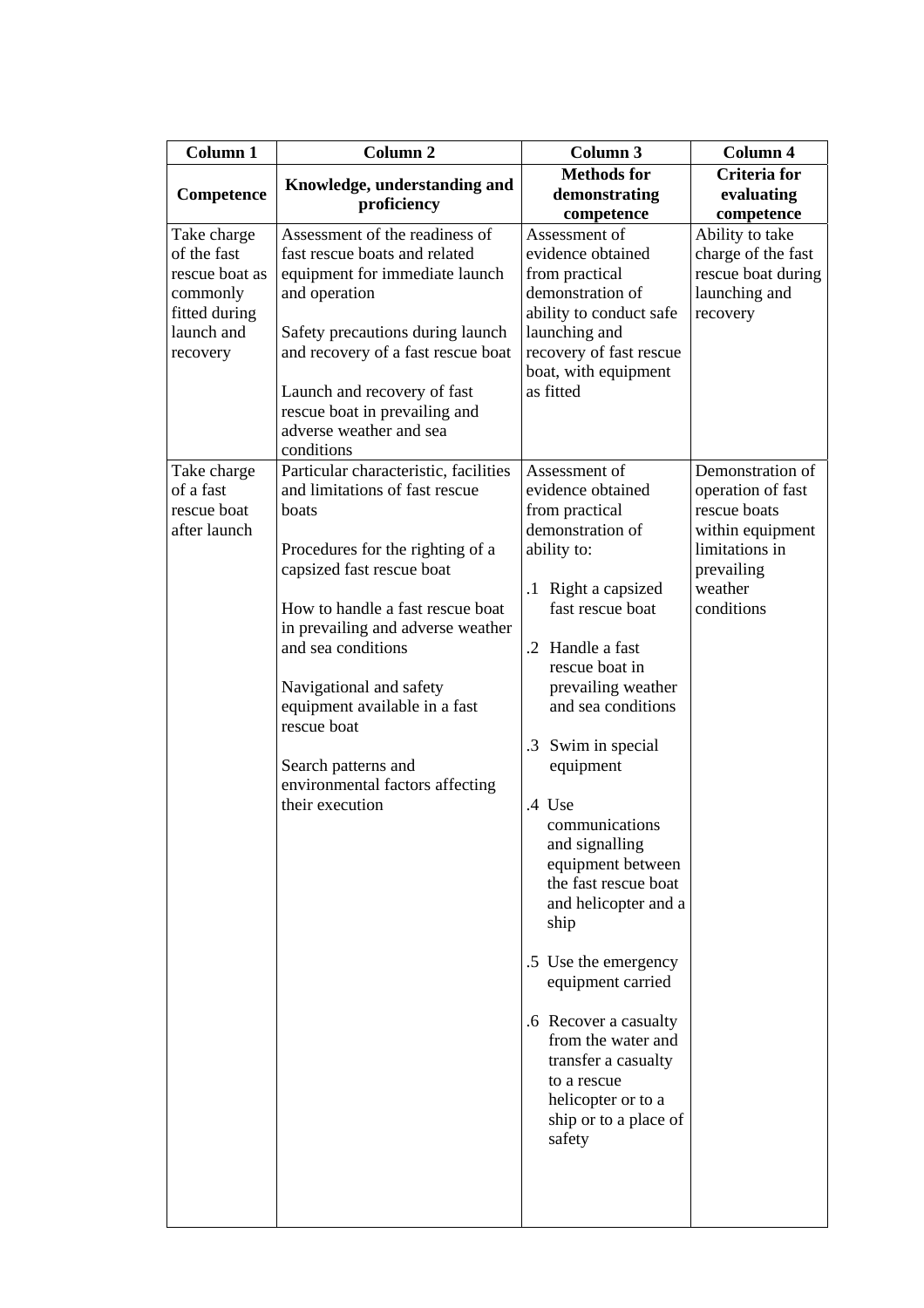| Column 1 | Column 2 | Column 3 | Column 4 |
|---|---|---|---|
| **Competence** | **Knowledge, understanding and proficiency** | **Methods for demonstrating competence** | **Criteria for evaluating competence** |
| Take charge of the fast rescue boat as commonly fitted during launch and recovery | Assessment of the readiness of fast rescue boats and related equipment for immediate launch and operation<br><br>Safety precautions during launch and recovery of a fast rescue boat<br><br>Launch and recovery of fast rescue boat in prevailing and adverse weather and sea conditions | Assessment of evidence obtained from practical demonstration of ability to conduct safe launching and recovery of fast rescue boat, with equipment as fitted | Ability to take charge of the fast rescue boat during launching and recovery |
| Take charge of a fast rescue boat after launch | Particular characteristic, facilities and limitations of fast rescue boats<br><br>Procedures for the righting of a capsized fast rescue boat<br><br>How to handle a fast rescue boat in prevailing and adverse weather and sea conditions<br><br>Navigational and safety equipment available in a fast rescue boat<br><br>Search patterns and environmental factors affecting their execution | Assessment of evidence obtained from practical demonstration of ability to:<br><br>.1 Right a capsized fast rescue boat<br><br>.2 Handle a fast rescue boat in prevailing weather and sea conditions<br><br>.3 Swim in special equipment<br><br>.4 Use communications and signalling equipment between the fast rescue boat and helicopter and a ship<br><br>.5 Use the emergency equipment carried<br><br>.6 Recover a casualty from the water and transfer a casualty to a rescue helicopter or to a ship or to a place of safety | Demonstration of operation of fast rescue boats within equipment limitations in prevailing weather conditions |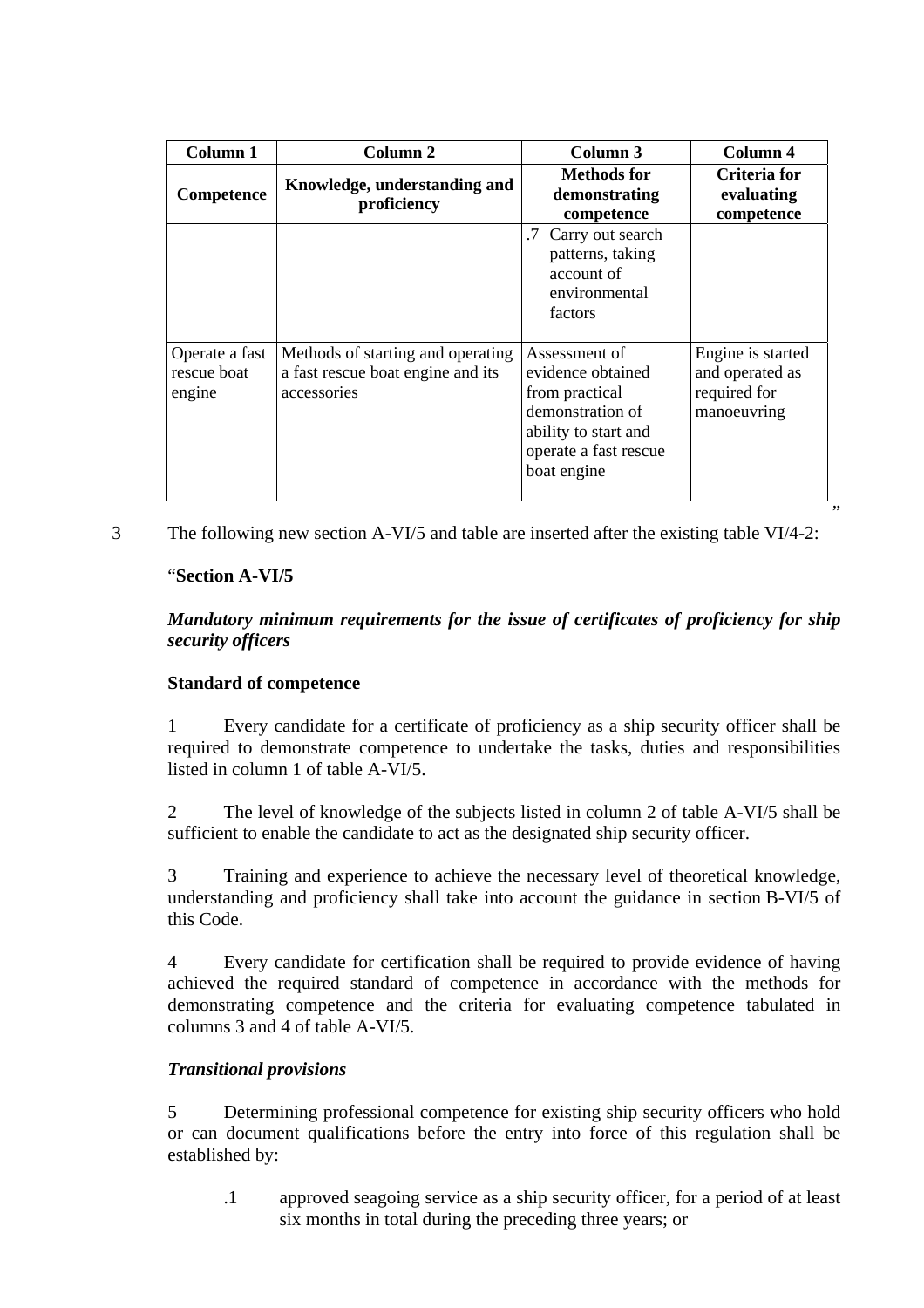| Column 1 | Column 2 | Column 3 | Column 4 |
|---|---|---|---|
| **Competence** | **Knowledge, understanding and proficiency** | **Methods for demonstrating competence** | **Criteria for evaluating competence** |
| | | .7 Carry out search patterns, taking account of environmental factors | |
| Operate a fast rescue boat engine | Methods of starting and operating a fast rescue boat engine and its accessories | Assessment of evidence obtained from practical demonstration of ability to start and operate a fast rescue boat engine | Engine is started and operated as required for manoeuvring |

”

3 The following new section A-VI/5 and table are inserted after the existing table VI/4-2:

“**Section A-VI/5**

***Mandatory minimum requirements for the issue of certificates of proficiency for ship security officers***

**Standard of competence**

1 Every candidate for a certificate of proficiency as a ship security officer shall be required to demonstrate competence to undertake the tasks, duties and responsibilities listed in column 1 of table A-VI/5.

2 The level of knowledge of the subjects listed in column 2 of table A-VI/5 shall be sufficient to enable the candidate to act as the designated ship security officer.

3 Training and experience to achieve the necessary level of theoretical knowledge, understanding and proficiency shall take into account the guidance in section B-VI/5 of this Code.

4 Every candidate for certification shall be required to provide evidence of having achieved the required standard of competence in accordance with the methods for demonstrating competence and the criteria for evaluating competence tabulated in columns 3 and 4 of table A-VI/5.

***Transitional provisions***

5 Determining professional competence for existing ship security officers who hold or can document qualifications before the entry into force of this regulation shall be established by:

.1 approved seagoing service as a ship security officer, for a period of at least six months in total during the preceding three years; or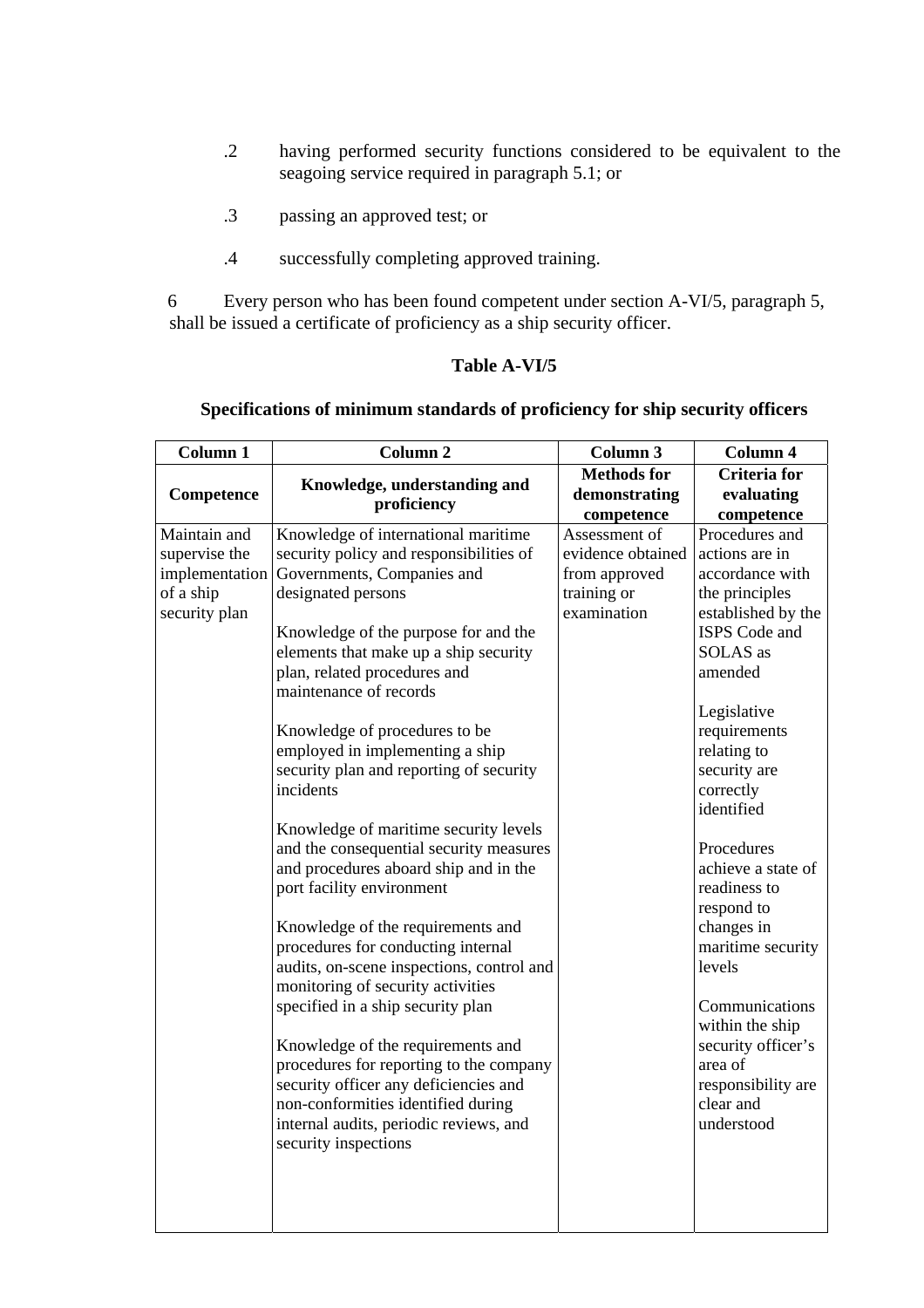.2 having performed security functions considered to be equivalent to the seagoing service required in paragraph 5.1; or

.3 passing an approved test; or

.4 successfully completing approved training.

6 Every person who has been found competent under section A-VI/5, paragraph 5, shall be issued a certificate of proficiency as a ship security officer.

**Table A-VI/5**

**Specifications of minimum standards of proficiency for ship security officers**

| **Column 1** | **Column 2** | **Column 3** | **Column 4** |
|---|---|---|---|
| **Competence** | **Knowledge, understanding and proficiency** | **Methods for demonstrating competence** | **Criteria for evaluating competence** |
| Maintain and supervise the implementation of a ship security plan | Knowledge of international maritime security policy and responsibilities of Governments, Companies and designated persons<br><br>Knowledge of the purpose for and the elements that make up a ship security plan, related procedures and maintenance of records<br><br>Knowledge of procedures to be employed in implementing a ship security plan and reporting of security incidents<br><br>Knowledge of maritime security levels and the consequential security measures and procedures aboard ship and in the port facility environment<br><br>Knowledge of the requirements and procedures for conducting internal audits, on-scene inspections, control and monitoring of security activities specified in a ship security plan<br><br>Knowledge of the requirements and procedures for reporting to the company security officer any deficiencies and non-conformities identified during internal audits, periodic reviews, and security inspections | Assessment of evidence obtained from approved training or examination | Procedures and actions are in accordance with the principles established by the ISPS Code and SOLAS as amended<br><br>Legislative requirements relating to security are correctly identified<br><br>Procedures achieve a state of readiness to respond to changes in maritime security levels<br><br>Communications within the ship security officer's area of responsibility are clear and understood |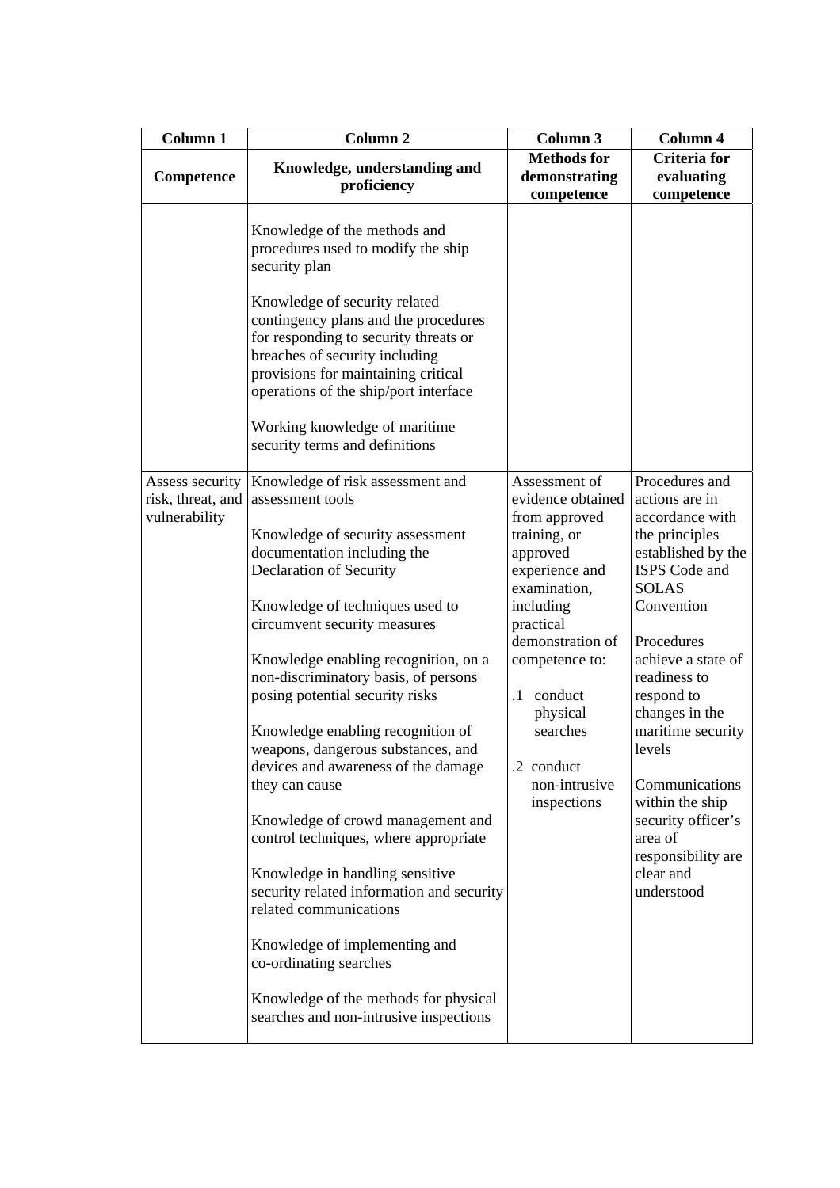| Column 1 | Column 2 | Column 3 | Column 4 |
|---|---|---|---|
| **Competence** | **Knowledge, understanding and proficiency** | **Methods for demonstrating competence** | **Criteria for evaluating competence** |
| | Knowledge of the methods and procedures used to modify the ship security plan<br><br>Knowledge of security related contingency plans and the procedures for responding to security threats or breaches of security including provisions for maintaining critical operations of the ship/port interface<br><br>Working knowledge of maritime security terms and definitions | | |
| Assess security risk, threat, and vulnerability | Knowledge of risk assessment and assessment tools<br><br>Knowledge of security assessment documentation including the Declaration of Security<br><br>Knowledge of techniques used to circumvent security measures<br><br>Knowledge enabling recognition, on a non-discriminatory basis, of persons posing potential security risks<br><br>Knowledge enabling recognition of weapons, dangerous substances, and devices and awareness of the damage they can cause<br><br>Knowledge of crowd management and control techniques, where appropriate<br><br>Knowledge in handling sensitive security related information and security related communications<br><br>Knowledge of implementing and co-ordinating searches<br><br>Knowledge of the methods for physical searches and non-intrusive inspections | Assessment of evidence obtained from approved training, or approved experience and examination, including practical demonstration of competence to:<br><br>.1 conduct physical searches<br><br>.2 conduct non-intrusive inspections | Procedures and actions are in accordance with the principles established by the ISPS Code and SOLAS Convention<br><br>Procedures achieve a state of readiness to respond to changes in the maritime security levels<br><br>Communications within the ship security officer's area of responsibility are clear and understood |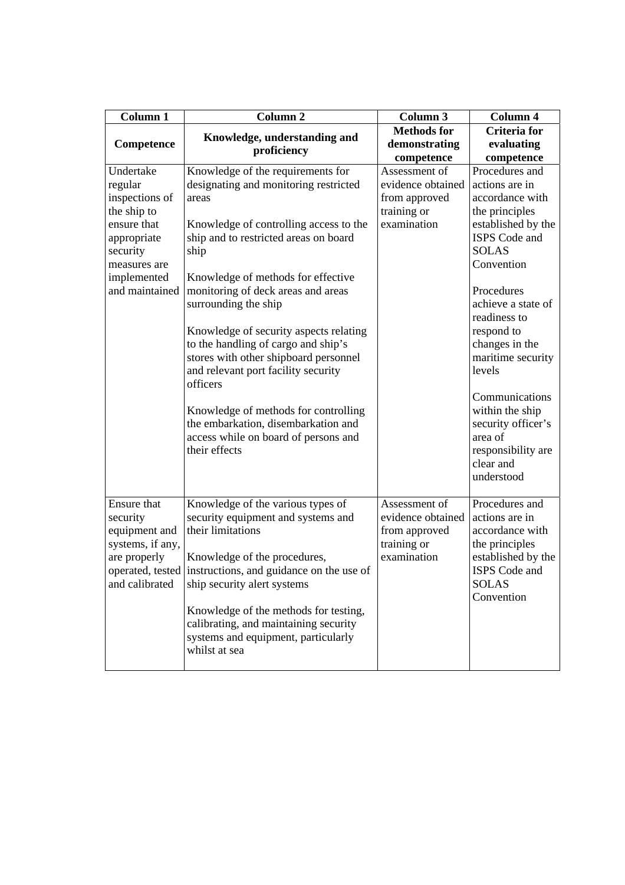| Column 1 | Column 2 | Column 3 | Column 4 |
|---|---|---|---|
| **Competence** | **Knowledge, understanding and proficiency** | **Methods for demonstrating competence** | **Criteria for evaluating competence** |
| Undertake regular inspections of the ship to ensure that appropriate security measures are implemented and maintained | Knowledge of the requirements for designating and monitoring restricted areas<br><br>Knowledge of controlling access to the ship and to restricted areas on board ship<br><br>Knowledge of methods for effective monitoring of deck areas and areas surrounding the ship<br><br>Knowledge of security aspects relating to the handling of cargo and ship's stores with other shipboard personnel and relevant port facility security officers<br><br>Knowledge of methods for controlling the embarkation, disembarkation and access while on board of persons and their effects | Assessment of evidence obtained from approved training or examination | Procedures and actions are in accordance with the principles established by the ISPS Code and SOLAS Convention<br><br>Procedures achieve a state of readiness to respond to changes in the maritime security levels<br><br>Communications within the ship security officer's area of responsibility are clear and understood |
| Ensure that security equipment and systems, if any, are properly operated, tested and calibrated | Knowledge of the various types of security equipment and systems and their limitations<br><br>Knowledge of the procedures, instructions, and guidance on the use of ship security alert systems<br><br>Knowledge of the methods for testing, calibrating, and maintaining security systems and equipment, particularly whilst at sea | Assessment of evidence obtained from approved training or examination | Procedures and actions are in accordance with the principles established by the ISPS Code and SOLAS Convention |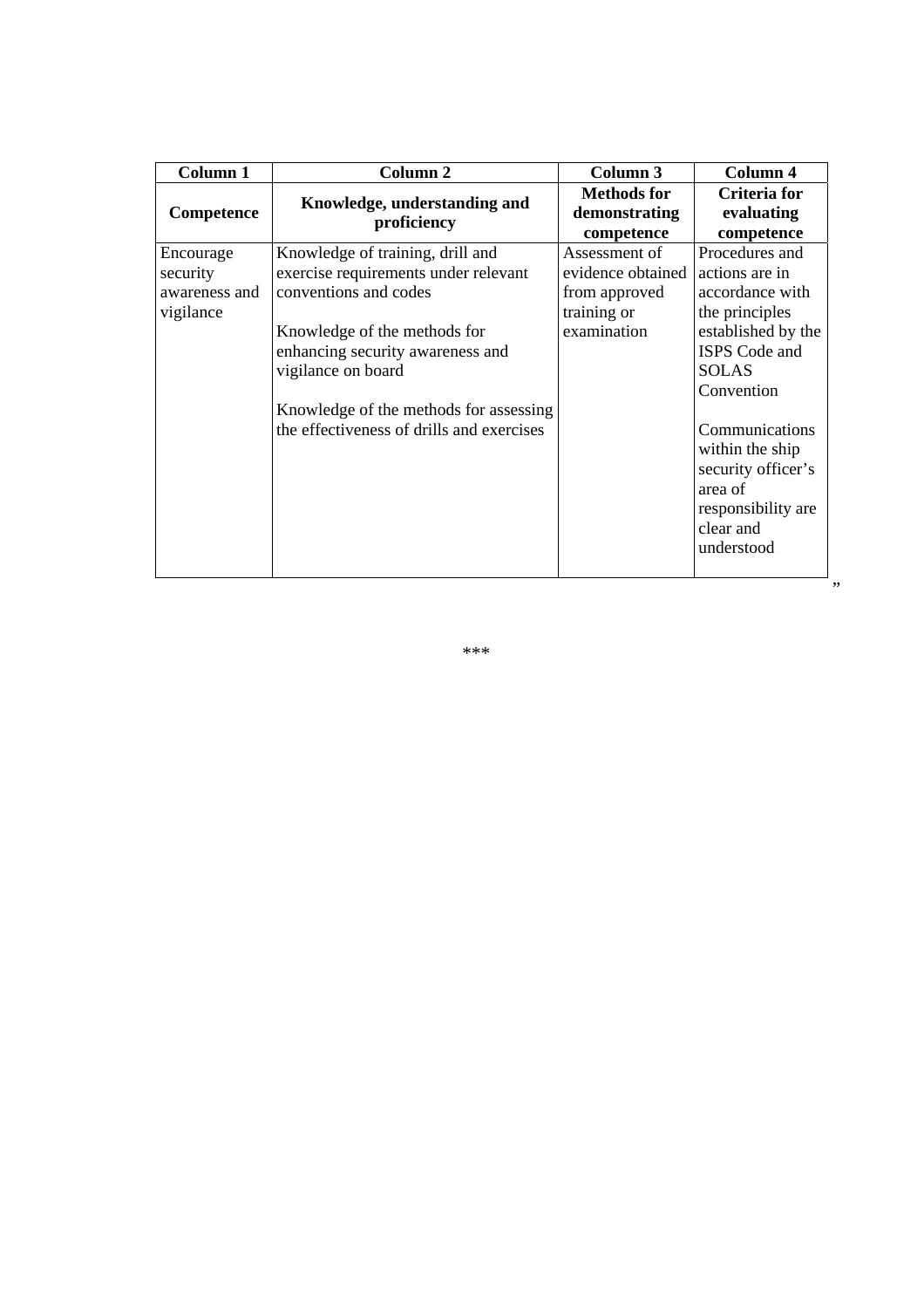| Column 1 | Column 2 | Column 3 | Column 4 |
|---|---|---|---|
| **Competence** | **Knowledge, understanding and proficiency** | **Methods for demonstrating competence** | **Criteria for evaluating competence** |
| Encourage security awareness and vigilance | Knowledge of training, drill and exercise requirements under relevant conventions and codes<br><br>Knowledge of the methods for enhancing security awareness and vigilance on board<br><br>Knowledge of the methods for assessing the effectiveness of drills and exercises | Assessment of evidence obtained from approved training or examination | Procedures and actions are in accordance with the principles established by the ISPS Code and SOLAS Convention<br><br>Communications within the ship security officer's area of responsibility are clear and understood |

"

***